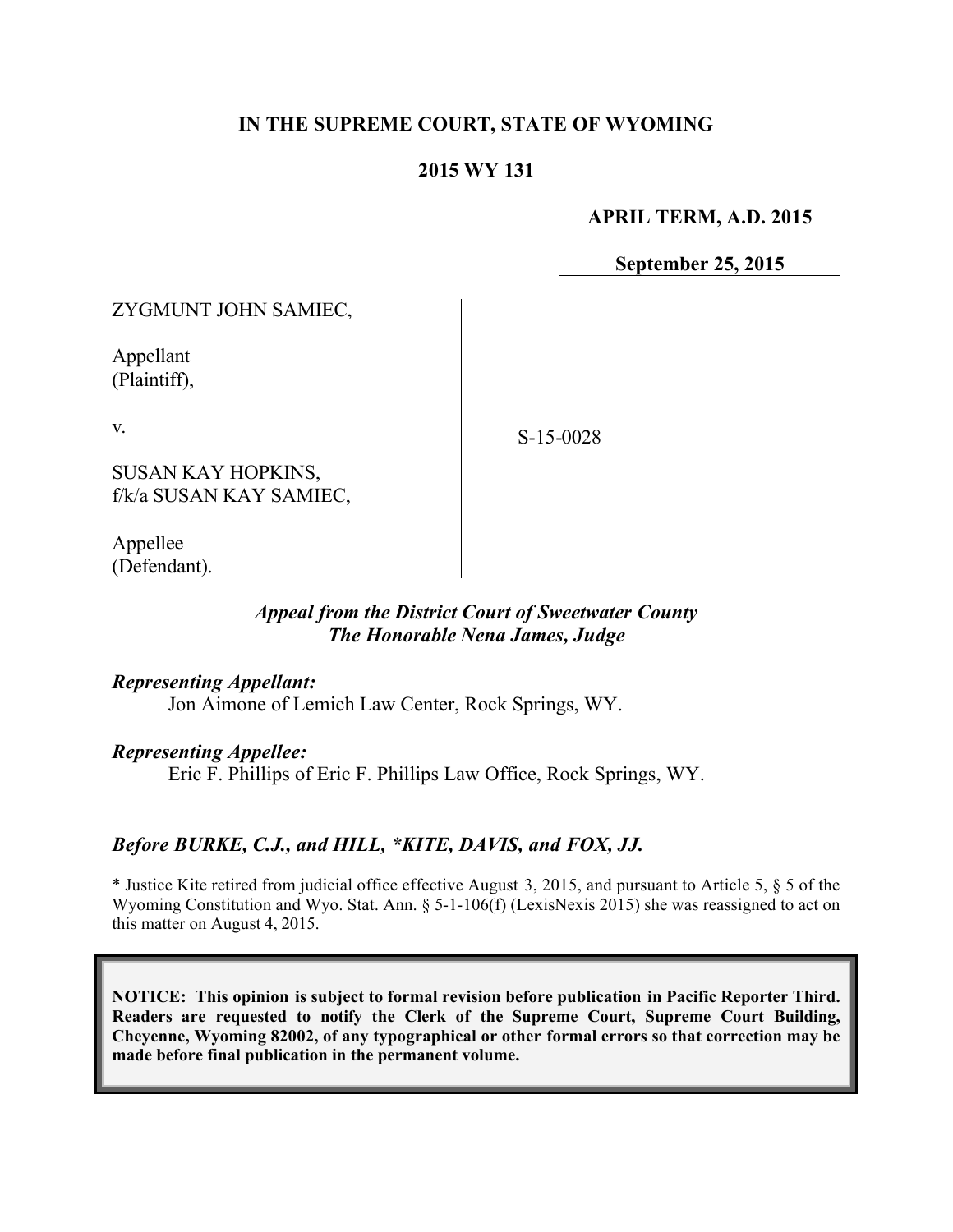**IN THE SUPREME COURT, STATE OF WYOMING**

**2015 WY 131**

**APRIL TERM, A.D. 2015**

**September 25, 2015**

| | | |
|---|---|---|
| ZYGMUNT JOHN SAMIEC,<br><br>Appellant<br>(Plaintiff),<br><br>v.<br><br>SUSAN KAY HOPKINS,<br>f/k/a SUSAN KAY SAMIEC,<br><br>Appellee<br>(Defendant). | | S-15-0028 |

***Appeal from the District Court of Sweetwater County***
***The Honorable Nena James, Judge***

***Representing Appellant:***

Jon Aimone of Lemich Law Center, Rock Springs, WY.

***Representing Appellee:***

Eric F. Phillips of Eric F. Phillips Law Office, Rock Springs, WY.

***Before BURKE, C.J., and HILL, \*KITE, DAVIS, and FOX, JJ.***

\* Justice Kite retired from judicial office effective August 3, 2015, and pursuant to Article 5, § 5 of the Wyoming Constitution and Wyo. Stat. Ann. § 5-1-106(f) (LexisNexis 2015) she was reassigned to act on this matter on August 4, 2015.

**NOTICE: This opinion is subject to formal revision before publication in Pacific Reporter Third. Readers are requested to notify the Clerk of the Supreme Court, Supreme Court Building, Cheyenne, Wyoming 82002, of any typographical or other formal errors so that correction may be made before final publication in the permanent volume.**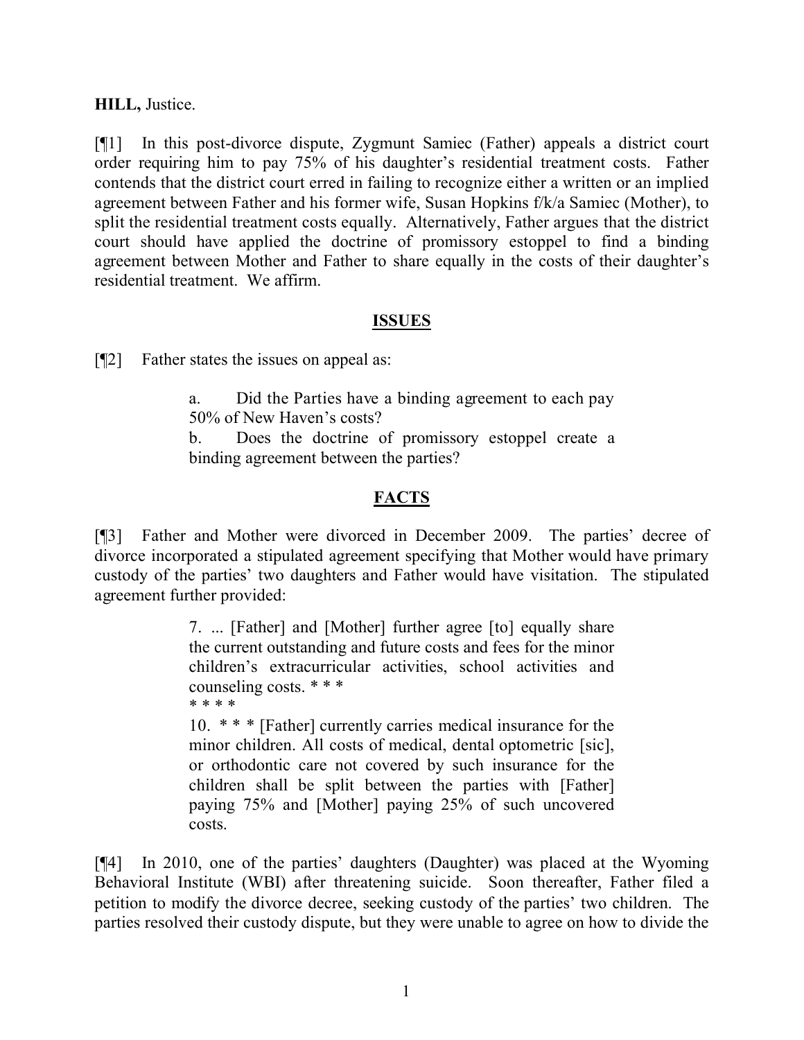**HILL,** Justice.

[¶1] In this post-divorce dispute, Zygmunt Samiec (Father) appeals a district court order requiring him to pay 75% of his daughter's residential treatment costs. Father contends that the district court erred in failing to recognize either a written or an implied agreement between Father and his former wife, Susan Hopkins f/k/a Samiec (Mother), to split the residential treatment costs equally. Alternatively, Father argues that the district court should have applied the doctrine of promissory estoppel to find a binding agreement between Mother and Father to share equally in the costs of their daughter's residential treatment. We affirm.

## ISSUES

[¶2] Father states the issues on appeal as:

> a. Did the Parties have a binding agreement to each pay 50% of New Haven's costs?
>
> b. Does the doctrine of promissory estoppel create a binding agreement between the parties?

## FACTS

[¶3] Father and Mother were divorced in December 2009. The parties' decree of divorce incorporated a stipulated agreement specifying that Mother would have primary custody of the parties' two daughters and Father would have visitation. The stipulated agreement further provided:

> 7. ... [Father] and [Mother] further agree [to] equally share the current outstanding and future costs and fees for the minor children's extracurricular activities, school activities and counseling costs. * * *
>
> * * * *
>
> 10. * * * [Father] currently carries medical insurance for the minor children. All costs of medical, dental optometric [sic], or orthodontic care not covered by such insurance for the children shall be split between the parties with [Father] paying 75% and [Mother] paying 25% of such uncovered costs.

[¶4] In 2010, one of the parties' daughters (Daughter) was placed at the Wyoming Behavioral Institute (WBI) after threatening suicide. Soon thereafter, Father filed a petition to modify the divorce decree, seeking custody of the parties' two children. The parties resolved their custody dispute, but they were unable to agree on how to divide the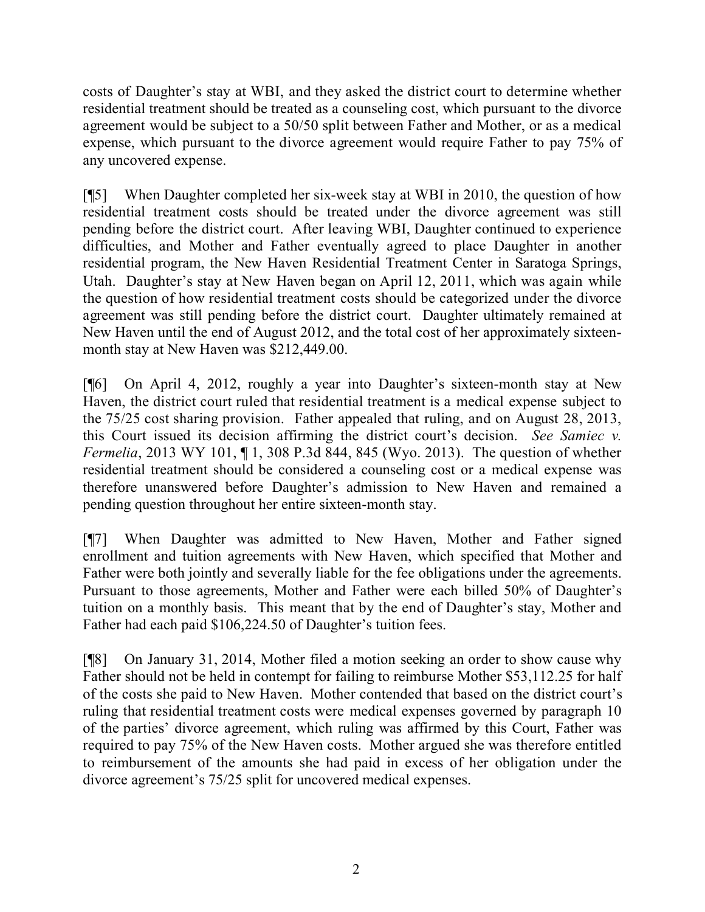costs of Daughter's stay at WBI, and they asked the district court to determine whether residential treatment should be treated as a counseling cost, which pursuant to the divorce agreement would be subject to a 50/50 split between Father and Mother, or as a medical expense, which pursuant to the divorce agreement would require Father to pay 75% of any uncovered expense.

[¶5] When Daughter completed her six-week stay at WBI in 2010, the question of how residential treatment costs should be treated under the divorce agreement was still pending before the district court. After leaving WBI, Daughter continued to experience difficulties, and Mother and Father eventually agreed to place Daughter in another residential program, the New Haven Residential Treatment Center in Saratoga Springs, Utah. Daughter's stay at New Haven began on April 12, 2011, which was again while the question of how residential treatment costs should be categorized under the divorce agreement was still pending before the district court. Daughter ultimately remained at New Haven until the end of August 2012, and the total cost of her approximately sixteen-month stay at New Haven was $212,449.00.

[¶6] On April 4, 2012, roughly a year into Daughter's sixteen-month stay at New Haven, the district court ruled that residential treatment is a medical expense subject to the 75/25 cost sharing provision. Father appealed that ruling, and on August 28, 2013, this Court issued its decision affirming the district court's decision. *See Samiec v. Fermelia*, 2013 WY 101, ¶ 1, 308 P.3d 844, 845 (Wyo. 2013). The question of whether residential treatment should be considered a counseling cost or a medical expense was therefore unanswered before Daughter's admission to New Haven and remained a pending question throughout her entire sixteen-month stay.

[¶7] When Daughter was admitted to New Haven, Mother and Father signed enrollment and tuition agreements with New Haven, which specified that Mother and Father were both jointly and severally liable for the fee obligations under the agreements. Pursuant to those agreements, Mother and Father were each billed 50% of Daughter's tuition on a monthly basis. This meant that by the end of Daughter's stay, Mother and Father had each paid $106,224.50 of Daughter's tuition fees.

[¶8] On January 31, 2014, Mother filed a motion seeking an order to show cause why Father should not be held in contempt for failing to reimburse Mother $53,112.25 for half of the costs she paid to New Haven. Mother contended that based on the district court's ruling that residential treatment costs were medical expenses governed by paragraph 10 of the parties' divorce agreement, which ruling was affirmed by this Court, Father was required to pay 75% of the New Haven costs. Mother argued she was therefore entitled to reimbursement of the amounts she had paid in excess of her obligation under the divorce agreement's 75/25 split for uncovered medical expenses.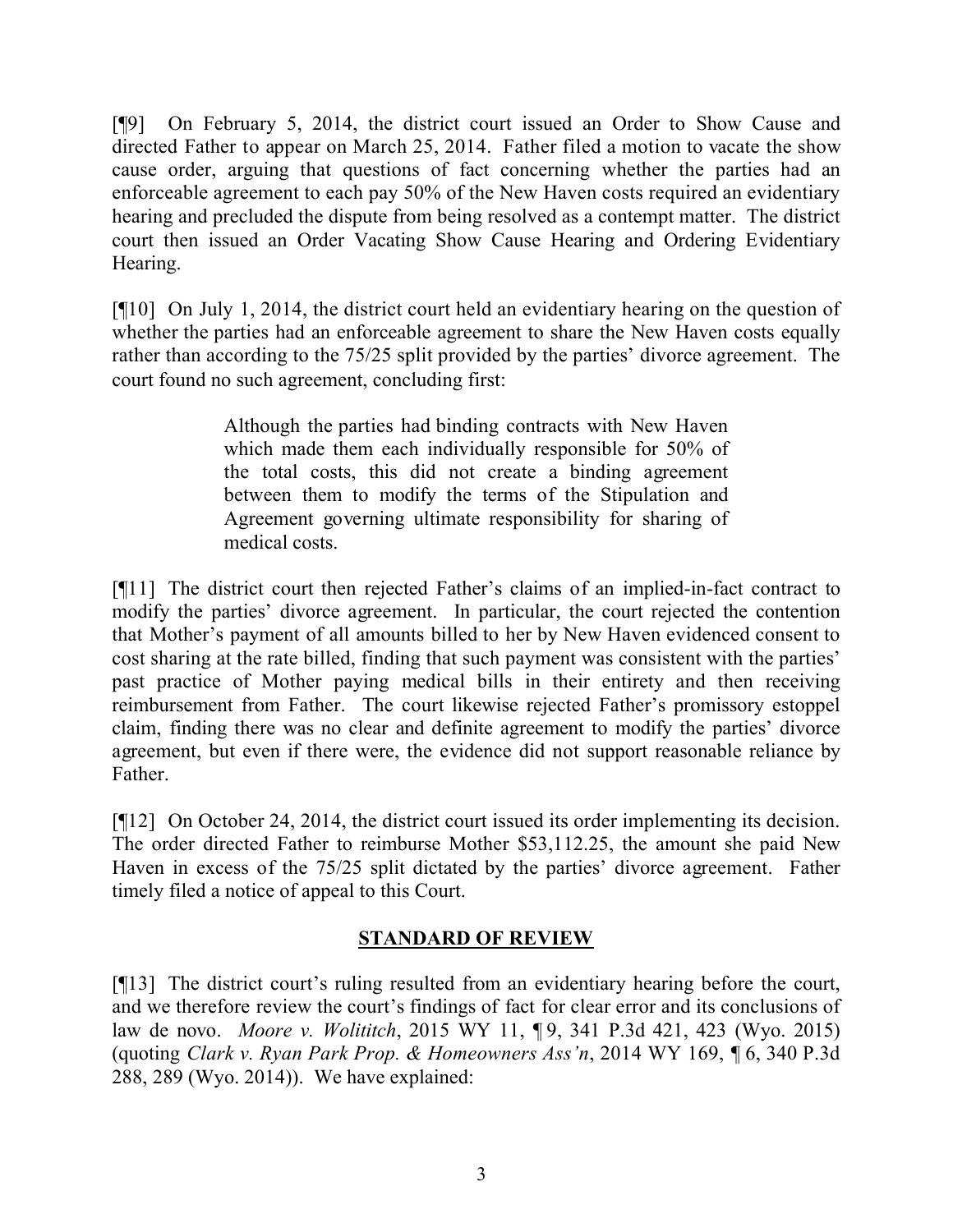[¶9] On February 5, 2014, the district court issued an Order to Show Cause and directed Father to appear on March 25, 2014. Father filed a motion to vacate the show cause order, arguing that questions of fact concerning whether the parties had an enforceable agreement to each pay 50% of the New Haven costs required an evidentiary hearing and precluded the dispute from being resolved as a contempt matter. The district court then issued an Order Vacating Show Cause Hearing and Ordering Evidentiary Hearing.

[¶10] On July 1, 2014, the district court held an evidentiary hearing on the question of whether the parties had an enforceable agreement to share the New Haven costs equally rather than according to the 75/25 split provided by the parties' divorce agreement. The court found no such agreement, concluding first:

> Although the parties had binding contracts with New Haven which made them each individually responsible for 50% of the total costs, this did not create a binding agreement between them to modify the terms of the Stipulation and Agreement governing ultimate responsibility for sharing of medical costs.

[¶11] The district court then rejected Father's claims of an implied-in-fact contract to modify the parties' divorce agreement. In particular, the court rejected the contention that Mother's payment of all amounts billed to her by New Haven evidenced consent to cost sharing at the rate billed, finding that such payment was consistent with the parties' past practice of Mother paying medical bills in their entirety and then receiving reimbursement from Father. The court likewise rejected Father's promissory estoppel claim, finding there was no clear and definite agreement to modify the parties' divorce agreement, but even if there were, the evidence did not support reasonable reliance by Father.

[¶12] On October 24, 2014, the district court issued its order implementing its decision. The order directed Father to reimburse Mother $53,112.25, the amount she paid New Haven in excess of the 75/25 split dictated by the parties' divorce agreement. Father timely filed a notice of appeal to this Court.

## STANDARD OF REVIEW

[¶13] The district court's ruling resulted from an evidentiary hearing before the court, and we therefore review the court's findings of fact for clear error and its conclusions of law de novo. *Moore v. Wolititch*, 2015 WY 11, ¶ 9, 341 P.3d 421, 423 (Wyo. 2015) (quoting *Clark v. Ryan Park Prop. & Homeowners Ass'n*, 2014 WY 169, ¶ 6, 340 P.3d 288, 289 (Wyo. 2014)). We have explained: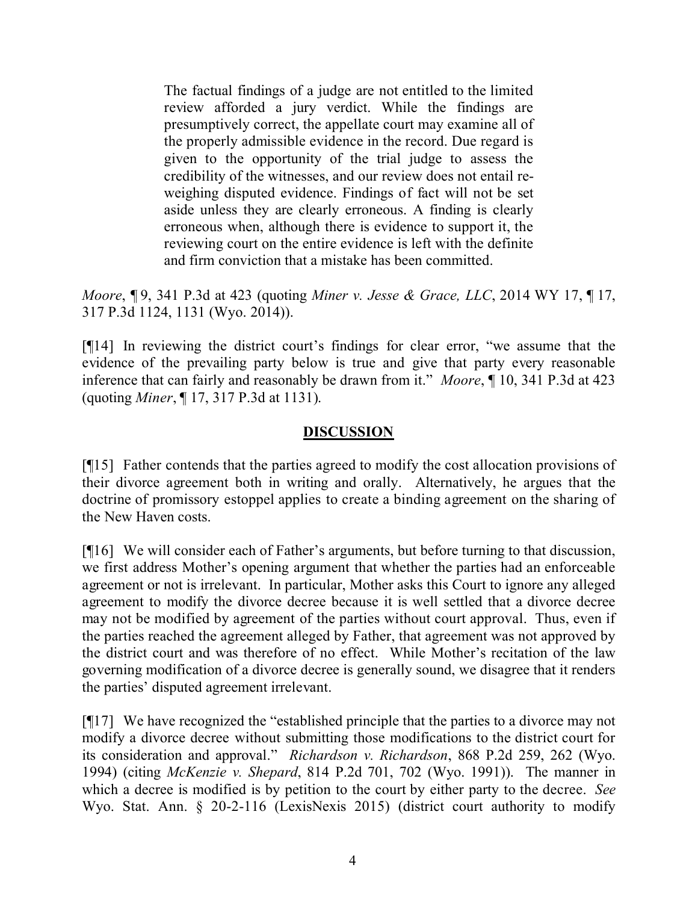> The factual findings of a judge are not entitled to the limited review afforded a jury verdict. While the findings are presumptively correct, the appellate court may examine all of the properly admissible evidence in the record. Due regard is given to the opportunity of the trial judge to assess the credibility of the witnesses, and our review does not entail re-weighing disputed evidence. Findings of fact will not be set aside unless they are clearly erroneous. A finding is clearly erroneous when, although there is evidence to support it, the reviewing court on the entire evidence is left with the definite and firm conviction that a mistake has been committed.

*Moore*, ¶ 9, 341 P.3d at 423 (quoting *Miner v. Jesse & Grace, LLC*, 2014 WY 17, ¶ 17, 317 P.3d 1124, 1131 (Wyo. 2014)).

[¶14] In reviewing the district court's findings for clear error, "we assume that the evidence of the prevailing party below is true and give that party every reasonable inference that can fairly and reasonably be drawn from it." *Moore*, ¶ 10, 341 P.3d at 423 (quoting *Miner*, ¶ 17, 317 P.3d at 1131).

## DISCUSSION

[¶15] Father contends that the parties agreed to modify the cost allocation provisions of their divorce agreement both in writing and orally. Alternatively, he argues that the doctrine of promissory estoppel applies to create a binding agreement on the sharing of the New Haven costs.

[¶16] We will consider each of Father's arguments, but before turning to that discussion, we first address Mother's opening argument that whether the parties had an enforceable agreement or not is irrelevant. In particular, Mother asks this Court to ignore any alleged agreement to modify the divorce decree because it is well settled that a divorce decree may not be modified by agreement of the parties without court approval. Thus, even if the parties reached the agreement alleged by Father, that agreement was not approved by the district court and was therefore of no effect. While Mother's recitation of the law governing modification of a divorce decree is generally sound, we disagree that it renders the parties' disputed agreement irrelevant.

[¶17] We have recognized the "established principle that the parties to a divorce may not modify a divorce decree without submitting those modifications to the district court for its consideration and approval." *Richardson v. Richardson*, 868 P.2d 259, 262 (Wyo. 1994) (citing *McKenzie v. Shepard*, 814 P.2d 701, 702 (Wyo. 1991)). The manner in which a decree is modified is by petition to the court by either party to the decree. *See* Wyo. Stat. Ann. § 20-2-116 (LexisNexis 2015) (district court authority to modify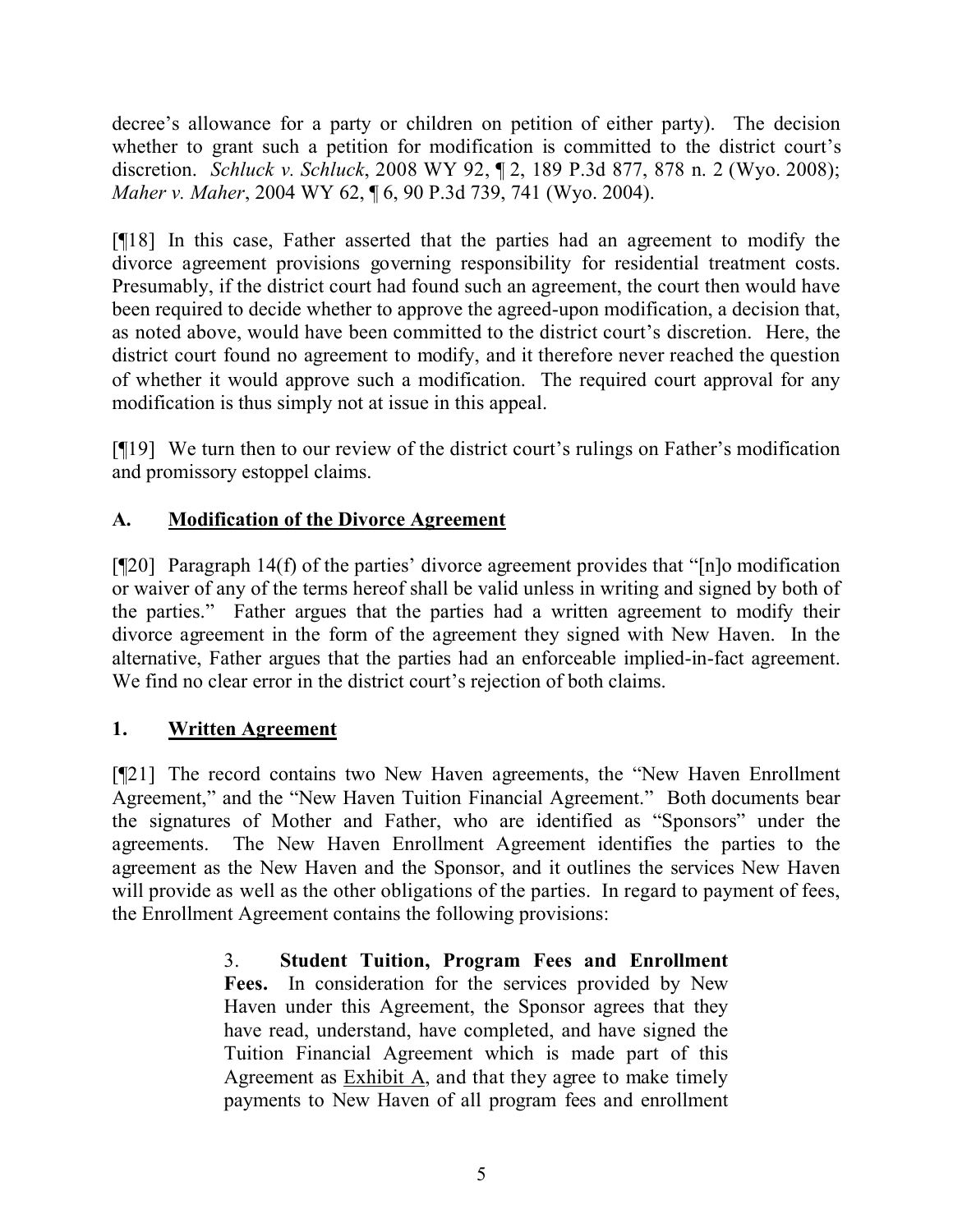decree's allowance for a party or children on petition of either party). The decision whether to grant such a petition for modification is committed to the district court's discretion. *Schluck v. Schluck*, 2008 WY 92, ¶ 2, 189 P.3d 877, 878 n. 2 (Wyo. 2008); *Maher v. Maher*, 2004 WY 62, ¶ 6, 90 P.3d 739, 741 (Wyo. 2004).

[¶18] In this case, Father asserted that the parties had an agreement to modify the divorce agreement provisions governing responsibility for residential treatment costs. Presumably, if the district court had found such an agreement, the court then would have been required to decide whether to approve the agreed-upon modification, a decision that, as noted above, would have been committed to the district court's discretion. Here, the district court found no agreement to modify, and it therefore never reached the question of whether it would approve such a modification. The required court approval for any modification is thus simply not at issue in this appeal.

[¶19] We turn then to our review of the district court's rulings on Father's modification and promissory estoppel claims.

## A. Modification of the Divorce Agreement

[¶20] Paragraph 14(f) of the parties' divorce agreement provides that "[n]o modification or waiver of any of the terms hereof shall be valid unless in writing and signed by both of the parties." Father argues that the parties had a written agreement to modify their divorce agreement in the form of the agreement they signed with New Haven. In the alternative, Father argues that the parties had an enforceable implied-in-fact agreement. We find no clear error in the district court's rejection of both claims.

### 1. Written Agreement

[¶21] The record contains two New Haven agreements, the "New Haven Enrollment Agreement," and the "New Haven Tuition Financial Agreement." Both documents bear the signatures of Mother and Father, who are identified as "Sponsors" under the agreements. The New Haven Enrollment Agreement identifies the parties to the agreement as the New Haven and the Sponsor, and it outlines the services New Haven will provide as well as the other obligations of the parties. In regard to payment of fees, the Enrollment Agreement contains the following provisions:

> 3. **Student Tuition, Program Fees and Enrollment Fees.** In consideration for the services provided by New Haven under this Agreement, the Sponsor agrees that they have read, understand, have completed, and have signed the Tuition Financial Agreement which is made part of this Agreement as Exhibit A, and that they agree to make timely payments to New Haven of all program fees and enrollment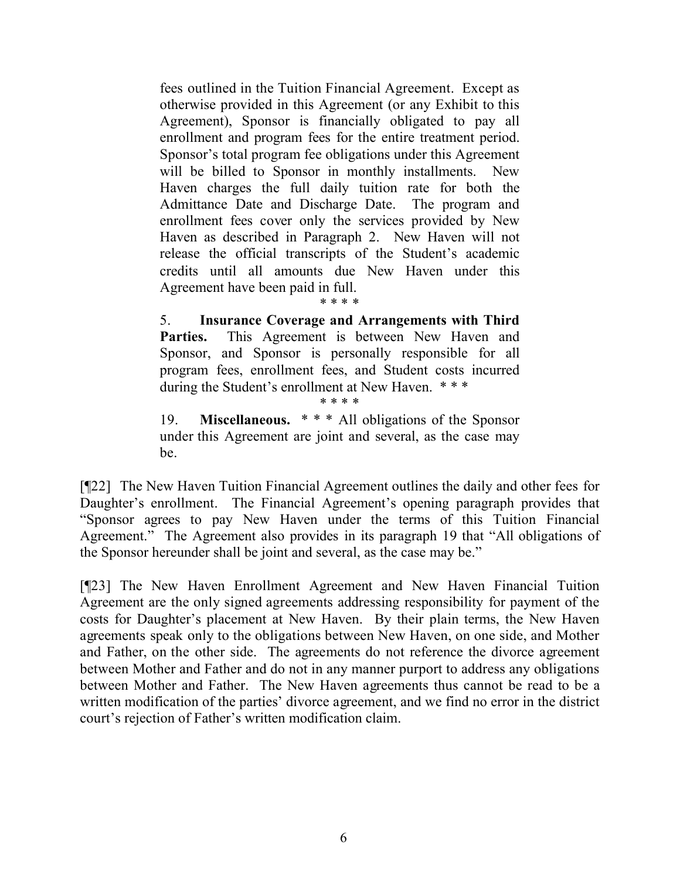> fees outlined in the Tuition Financial Agreement. Except as otherwise provided in this Agreement (or any Exhibit to this Agreement), Sponsor is financially obligated to pay all enrollment and program fees for the entire treatment period. Sponsor's total program fee obligations under this Agreement will be billed to Sponsor in monthly installments. New Haven charges the full daily tuition rate for both the Admittance Date and Discharge Date. The program and enrollment fees cover only the services provided by New Haven as described in Paragraph 2. New Haven will not release the official transcripts of the Student's academic credits until all amounts due New Haven under this Agreement have been paid in full.
>
> \* \* \* \*
>
> 5. **Insurance Coverage and Arrangements with Third Parties.** This Agreement is between New Haven and Sponsor, and Sponsor is personally responsible for all program fees, enrollment fees, and Student costs incurred during the Student's enrollment at New Haven. \* \* \*
>
> \* \* \* \*
>
> 19. **Miscellaneous.** \* \* \* All obligations of the Sponsor under this Agreement are joint and several, as the case may be.

[¶22] The New Haven Tuition Financial Agreement outlines the daily and other fees for Daughter's enrollment. The Financial Agreement's opening paragraph provides that "Sponsor agrees to pay New Haven under the terms of this Tuition Financial Agreement." The Agreement also provides in its paragraph 19 that "All obligations of the Sponsor hereunder shall be joint and several, as the case may be."

[¶23] The New Haven Enrollment Agreement and New Haven Financial Tuition Agreement are the only signed agreements addressing responsibility for payment of the costs for Daughter's placement at New Haven. By their plain terms, the New Haven agreements speak only to the obligations between New Haven, on one side, and Mother and Father, on the other side. The agreements do not reference the divorce agreement between Mother and Father and do not in any manner purport to address any obligations between Mother and Father. The New Haven agreements thus cannot be read to be a written modification of the parties' divorce agreement, and we find no error in the district court's rejection of Father's written modification claim.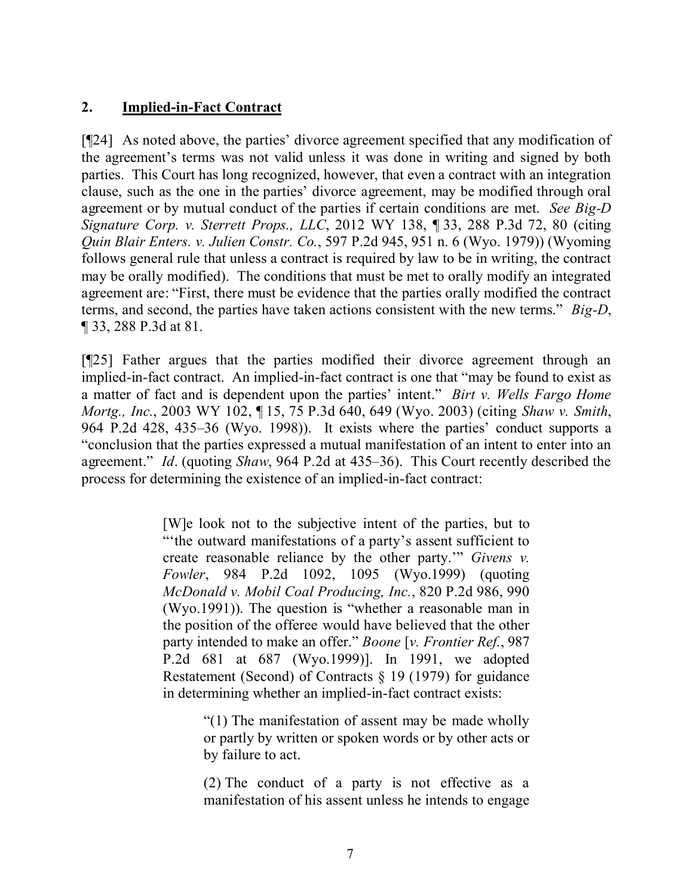## 2. **Implied-in-Fact Contract**

[¶24] As noted above, the parties' divorce agreement specified that any modification of the agreement's terms was not valid unless it was done in writing and signed by both parties. This Court has long recognized, however, that even a contract with an integration clause, such as the one in the parties' divorce agreement, may be modified through oral agreement or by mutual conduct of the parties if certain conditions are met. *See Big-D Signature Corp. v. Sterrett Props., LLC*, 2012 WY 138, ¶ 33, 288 P.3d 72, 80 (citing *Quin Blair Enters. v. Julien Constr. Co.*, 597 P.2d 945, 951 n. 6 (Wyo. 1979)) (Wyoming follows general rule that unless a contract is required by law to be in writing, the contract may be orally modified). The conditions that must be met to orally modify an integrated agreement are: "First, there must be evidence that the parties orally modified the contract terms, and second, the parties have taken actions consistent with the new terms." *Big-D*, ¶ 33, 288 P.3d at 81.

[¶25] Father argues that the parties modified their divorce agreement through an implied-in-fact contract. An implied-in-fact contract is one that "may be found to exist as a matter of fact and is dependent upon the parties' intent." *Birt v. Wells Fargo Home Mortg., Inc.*, 2003 WY 102, ¶ 15, 75 P.3d 640, 649 (Wyo. 2003) (citing *Shaw v. Smith*, 964 P.2d 428, 435–36 (Wyo. 1998)). It exists where the parties' conduct supports a "conclusion that the parties expressed a mutual manifestation of an intent to enter into an agreement." *Id*. (quoting *Shaw*, 964 P.2d at 435–36). This Court recently described the process for determining the existence of an implied-in-fact contract:

> [W]e look not to the subjective intent of the parties, but to "'the outward manifestations of a party's assent sufficient to create reasonable reliance by the other party.'" *Givens v. Fowler*, 984 P.2d 1092, 1095 (Wyo.1999) (quoting *McDonald v. Mobil Coal Producing, Inc.*, 820 P.2d 986, 990 (Wyo.1991)). The question is "whether a reasonable man in the position of the offeree would have believed that the other party intended to make an offer." *Boone* [*v. Frontier Ref.*, 987 P.2d 681 at 687 (Wyo.1999)]. In 1991, we adopted Restatement (Second) of Contracts § 19 (1979) for guidance in determining whether an implied-in-fact contract exists:
>
> > "(1) The manifestation of assent may be made wholly or partly by written or spoken words or by other acts or by failure to act.
> >
> > (2) The conduct of a party is not effective as a manifestation of his assent unless he intends to engage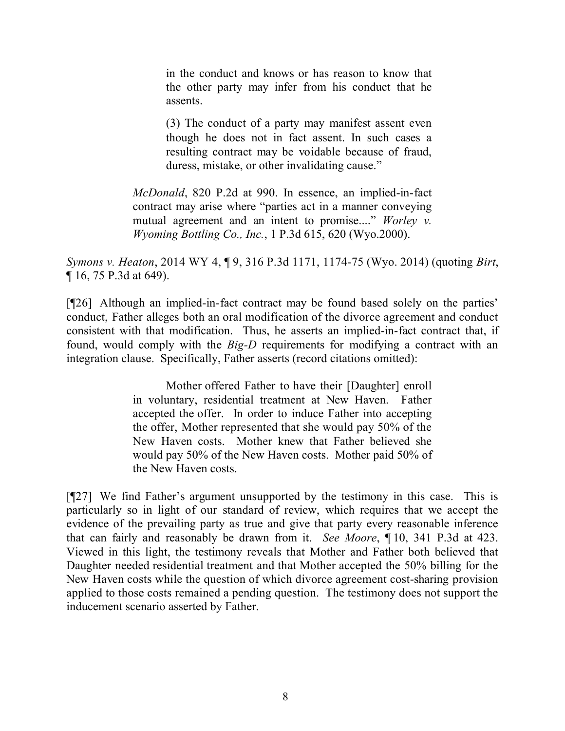> in the conduct and knows or has reason to know that the other party may infer from his conduct that he assents.
>
> (3) The conduct of a party may manifest assent even though he does not in fact assent. In such cases a resulting contract may be voidable because of fraud, duress, mistake, or other invalidating cause."
>
> *McDonald*, 820 P.2d at 990. In essence, an implied-in-fact contract may arise where "parties act in a manner conveying mutual agreement and an intent to promise...." *Worley v. Wyoming Bottling Co., Inc.*, 1 P.3d 615, 620 (Wyo.2000).

*Symons v. Heaton*, 2014 WY 4, ¶ 9, 316 P.3d 1171, 1174-75 (Wyo. 2014) (quoting *Birt*, ¶ 16, 75 P.3d at 649).

[¶26] Although an implied-in-fact contract may be found based solely on the parties' conduct, Father alleges both an oral modification of the divorce agreement and conduct consistent with that modification. Thus, he asserts an implied-in-fact contract that, if found, would comply with the *Big-D* requirements for modifying a contract with an integration clause. Specifically, Father asserts (record citations omitted):

> Mother offered Father to have their [Daughter] enroll in voluntary, residential treatment at New Haven. Father accepted the offer. In order to induce Father into accepting the offer, Mother represented that she would pay 50% of the New Haven costs. Mother knew that Father believed she would pay 50% of the New Haven costs. Mother paid 50% of the New Haven costs.

[¶27] We find Father's argument unsupported by the testimony in this case. This is particularly so in light of our standard of review, which requires that we accept the evidence of the prevailing party as true and give that party every reasonable inference that can fairly and reasonably be drawn from it. *See Moore*, ¶ 10, 341 P.3d at 423. Viewed in this light, the testimony reveals that Mother and Father both believed that Daughter needed residential treatment and that Mother accepted the 50% billing for the New Haven costs while the question of which divorce agreement cost-sharing provision applied to those costs remained a pending question. The testimony does not support the inducement scenario asserted by Father.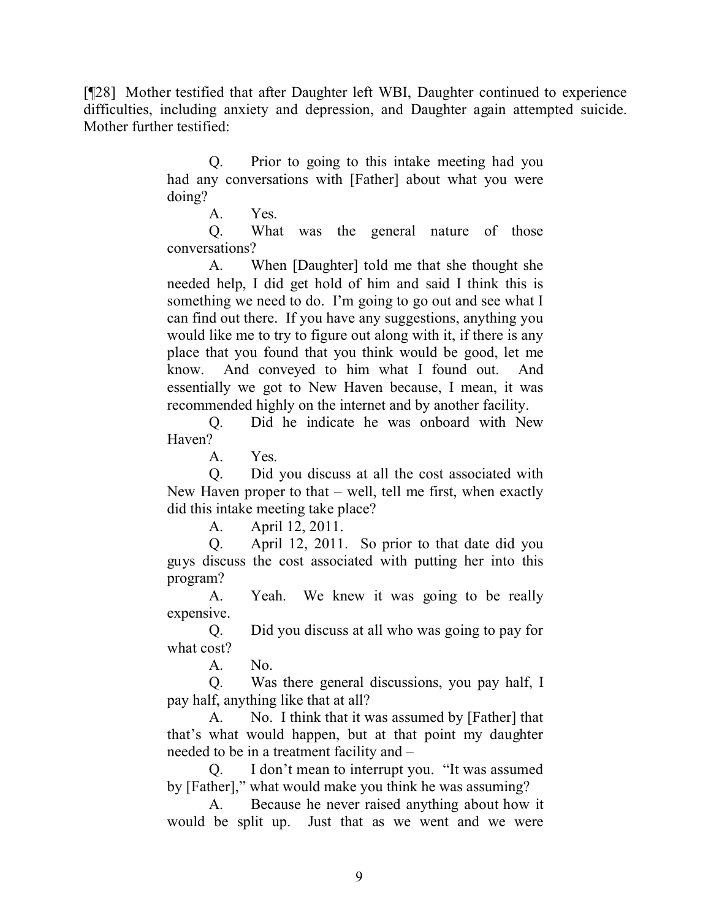[¶28] Mother testified that after Daughter left WBI, Daughter continued to experience difficulties, including anxiety and depression, and Daughter again attempted suicide. Mother further testified:

> Q. Prior to going to this intake meeting had you had any conversations with [Father] about what you were doing?
>
> A. Yes.
>
> Q. What was the general nature of those conversations?
>
> A. When [Daughter] told me that she thought she needed help, I did get hold of him and said I think this is something we need to do. I'm going to go out and see what I can find out there. If you have any suggestions, anything you would like me to try to figure out along with it, if there is any place that you found that you think would be good, let me know. And conveyed to him what I found out. And essentially we got to New Haven because, I mean, it was recommended highly on the internet and by another facility.
>
> Q. Did he indicate he was onboard with New Haven?
>
> A. Yes.
>
> Q. Did you discuss at all the cost associated with New Haven proper to that – well, tell me first, when exactly did this intake meeting take place?
>
> A. April 12, 2011.
>
> Q. April 12, 2011. So prior to that date did you guys discuss the cost associated with putting her into this program?
>
> A. Yeah. We knew it was going to be really expensive.
>
> Q. Did you discuss at all who was going to pay for what cost?
>
> A. No.
>
> Q. Was there general discussions, you pay half, I pay half, anything like that at all?
>
> A. No. I think that it was assumed by [Father] that that's what would happen, but at that point my daughter needed to be in a treatment facility and –
>
> Q. I don't mean to interrupt you. "It was assumed by [Father]," what would make you think he was assuming?
>
> A. Because he never raised anything about how it would be split up. Just that as we went and we were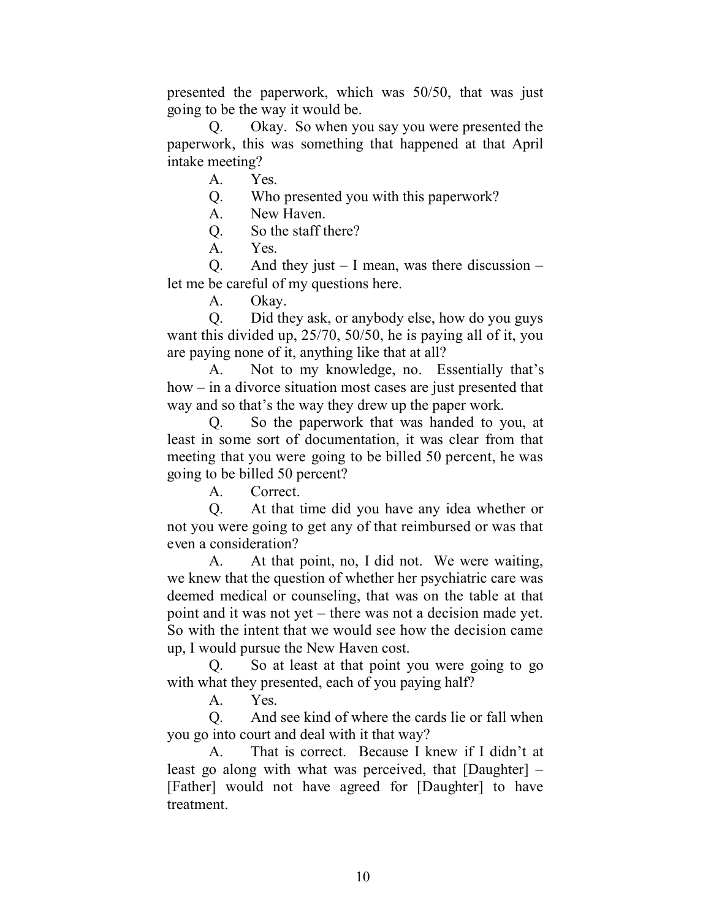presented the paperwork, which was 50/50, that was just going to be the way it would be.

Q. Okay. So when you say you were presented the paperwork, this was something that happened at that April intake meeting?

A. Yes.

Q. Who presented you with this paperwork?

A. New Haven.

Q. So the staff there?

A. Yes.

Q. And they just – I mean, was there discussion – let me be careful of my questions here.

A. Okay.

Q. Did they ask, or anybody else, how do you guys want this divided up, 25/70, 50/50, he is paying all of it, you are paying none of it, anything like that at all?

A. Not to my knowledge, no. Essentially that's how – in a divorce situation most cases are just presented that way and so that's the way they drew up the paper work.

Q. So the paperwork that was handed to you, at least in some sort of documentation, it was clear from that meeting that you were going to be billed 50 percent, he was going to be billed 50 percent?

A. Correct.

Q. At that time did you have any idea whether or not you were going to get any of that reimbursed or was that even a consideration?

A. At that point, no, I did not. We were waiting, we knew that the question of whether her psychiatric care was deemed medical or counseling, that was on the table at that point and it was not yet – there was not a decision made yet. So with the intent that we would see how the decision came up, I would pursue the New Haven cost.

Q. So at least at that point you were going to go with what they presented, each of you paying half?

A. Yes.

Q. And see kind of where the cards lie or fall when you go into court and deal with it that way?

A. That is correct. Because I knew if I didn't at least go along with what was perceived, that [Daughter] – [Father] would not have agreed for [Daughter] to have treatment.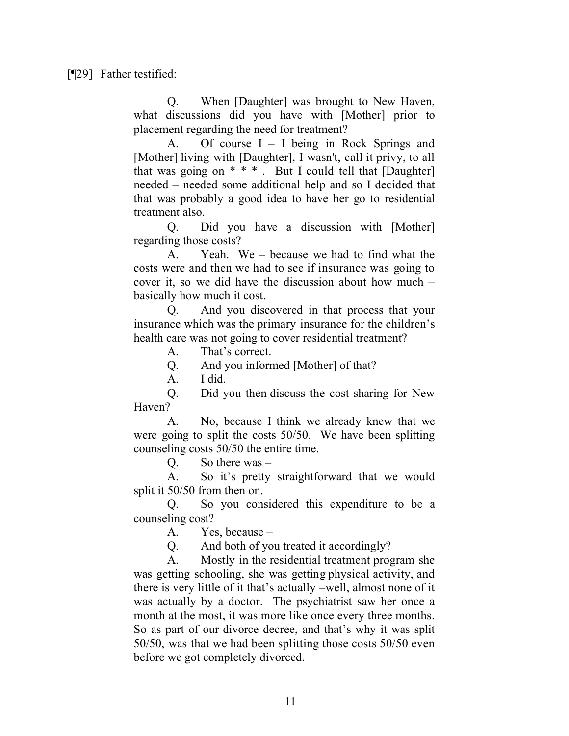[¶29] Father testified:

> Q. When [Daughter] was brought to New Haven, what discussions did you have with [Mother] prior to placement regarding the need for treatment?
>
> A. Of course I – I being in Rock Springs and [Mother] living with [Daughter], I wasn't, call it privy, to all that was going on * * * . But I could tell that [Daughter] needed – needed some additional help and so I decided that that was probably a good idea to have her go to residential treatment also.
>
> Q. Did you have a discussion with [Mother] regarding those costs?
>
> A. Yeah. We – because we had to find what the costs were and then we had to see if insurance was going to cover it, so we did have the discussion about how much – basically how much it cost.
>
> Q. And you discovered in that process that your insurance which was the primary insurance for the children's health care was not going to cover residential treatment?
>
> A. That's correct.
>
> Q. And you informed [Mother] of that?
>
> A. I did.
>
> Q. Did you then discuss the cost sharing for New Haven?
>
> A. No, because I think we already knew that we were going to split the costs 50/50. We have been splitting counseling costs 50/50 the entire time.
>
> Q. So there was –
>
> A. So it's pretty straightforward that we would split it 50/50 from then on.
>
> Q. So you considered this expenditure to be a counseling cost?
>
> A. Yes, because –
>
> Q. And both of you treated it accordingly?
>
> A. Mostly in the residential treatment program she was getting schooling, she was getting physical activity, and there is very little of it that's actually –well, almost none of it was actually by a doctor. The psychiatrist saw her once a month at the most, it was more like once every three months. So as part of our divorce decree, and that's why it was split 50/50, was that we had been splitting those costs 50/50 even before we got completely divorced.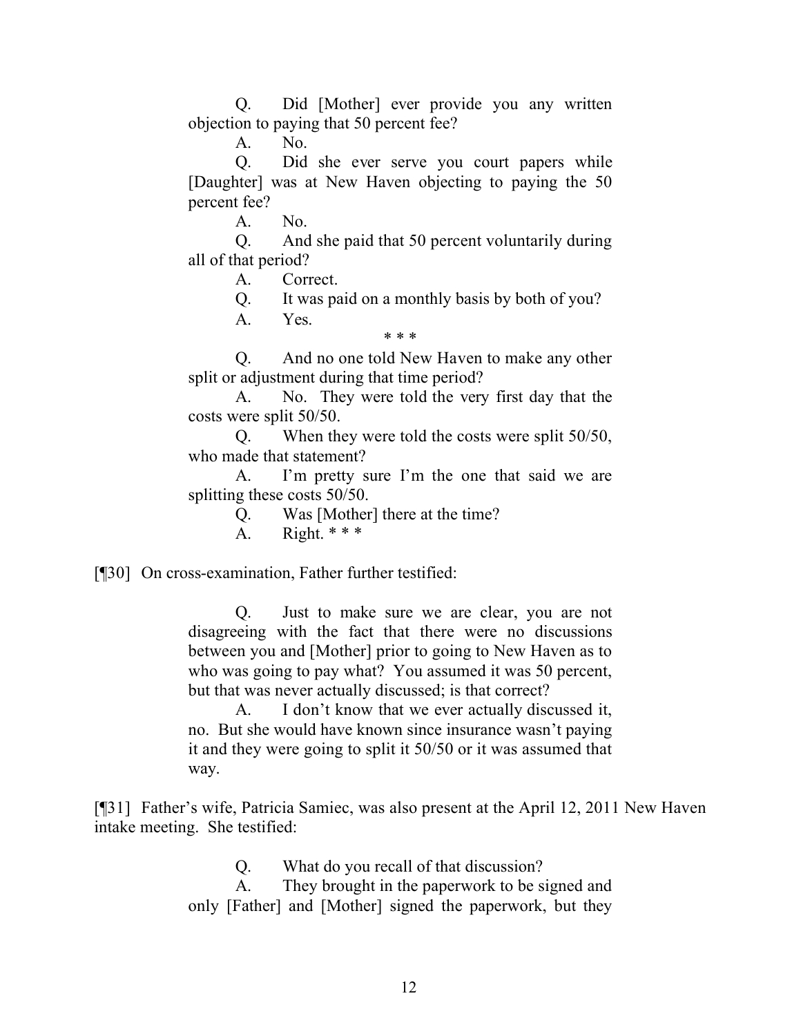> Q. Did [Mother] ever provide you any written objection to paying that 50 percent fee?
>
> A. No.
>
> Q. Did she ever serve you court papers while [Daughter] was at New Haven objecting to paying the 50 percent fee?
>
> A. No.
>
> Q. And she paid that 50 percent voluntarily during all of that period?
>
> A. Correct.
>
> Q. It was paid on a monthly basis by both of you?
>
> A. Yes.
>
> * * *
>
> Q. And no one told New Haven to make any other split or adjustment during that time period?
>
> A. No. They were told the very first day that the costs were split 50/50.
>
> Q. When they were told the costs were split 50/50, who made that statement?
>
> A. I'm pretty sure I'm the one that said we are splitting these costs 50/50.
>
> Q. Was [Mother] there at the time?
>
> A. Right. * * *

[¶30] On cross-examination, Father further testified:

> Q. Just to make sure we are clear, you are not disagreeing with the fact that there were no discussions between you and [Mother] prior to going to New Haven as to who was going to pay what? You assumed it was 50 percent, but that was never actually discussed; is that correct?
>
> A. I don't know that we ever actually discussed it, no. But she would have known since insurance wasn't paying it and they were going to split it 50/50 or it was assumed that way.

[¶31] Father's wife, Patricia Samiec, was also present at the April 12, 2011 New Haven intake meeting. She testified:

> Q. What do you recall of that discussion?
>
> A. They brought in the paperwork to be signed and only [Father] and [Mother] signed the paperwork, but they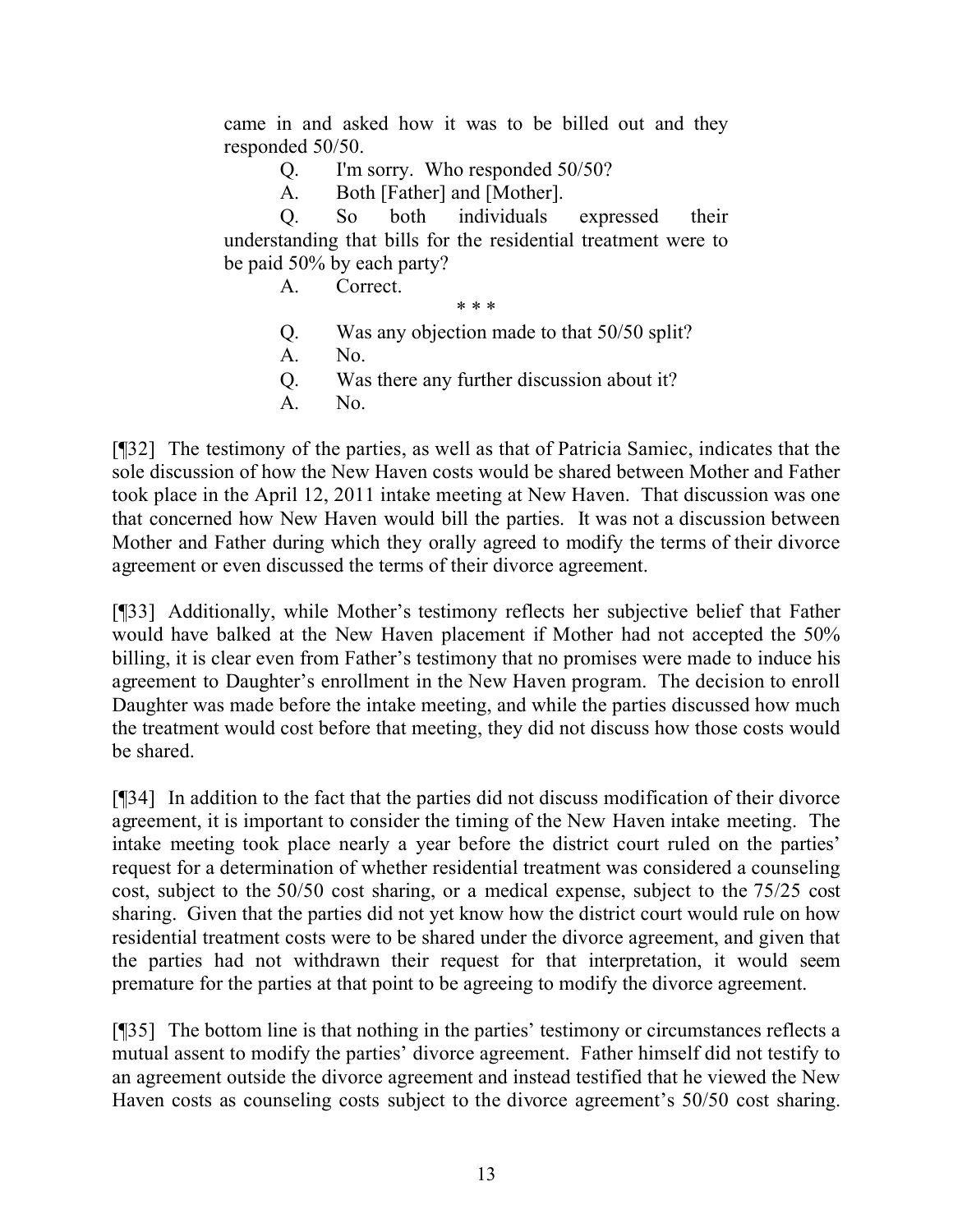came in and asked how it was to be billed out and they responded 50/50.

> Q. I'm sorry. Who responded 50/50?
>
> A. Both [Father] and [Mother].
>
> Q. So both individuals expressed their understanding that bills for the residential treatment were to be paid 50% by each party?
>
> A. Correct.
>
> \* \* \*
>
> Q. Was any objection made to that 50/50 split?
>
> A. No.
>
> Q. Was there any further discussion about it?
>
> A. No.

[¶32] The testimony of the parties, as well as that of Patricia Samiec, indicates that the sole discussion of how the New Haven costs would be shared between Mother and Father took place in the April 12, 2011 intake meeting at New Haven. That discussion was one that concerned how New Haven would bill the parties. It was not a discussion between Mother and Father during which they orally agreed to modify the terms of their divorce agreement or even discussed the terms of their divorce agreement.

[¶33] Additionally, while Mother's testimony reflects her subjective belief that Father would have balked at the New Haven placement if Mother had not accepted the 50% billing, it is clear even from Father's testimony that no promises were made to induce his agreement to Daughter's enrollment in the New Haven program. The decision to enroll Daughter was made before the intake meeting, and while the parties discussed how much the treatment would cost before that meeting, they did not discuss how those costs would be shared.

[¶34] In addition to the fact that the parties did not discuss modification of their divorce agreement, it is important to consider the timing of the New Haven intake meeting. The intake meeting took place nearly a year before the district court ruled on the parties' request for a determination of whether residential treatment was considered a counseling cost, subject to the 50/50 cost sharing, or a medical expense, subject to the 75/25 cost sharing. Given that the parties did not yet know how the district court would rule on how residential treatment costs were to be shared under the divorce agreement, and given that the parties had not withdrawn their request for that interpretation, it would seem premature for the parties at that point to be agreeing to modify the divorce agreement.

[¶35] The bottom line is that nothing in the parties' testimony or circumstances reflects a mutual assent to modify the parties' divorce agreement. Father himself did not testify to an agreement outside the divorce agreement and instead testified that he viewed the New Haven costs as counseling costs subject to the divorce agreement's 50/50 cost sharing.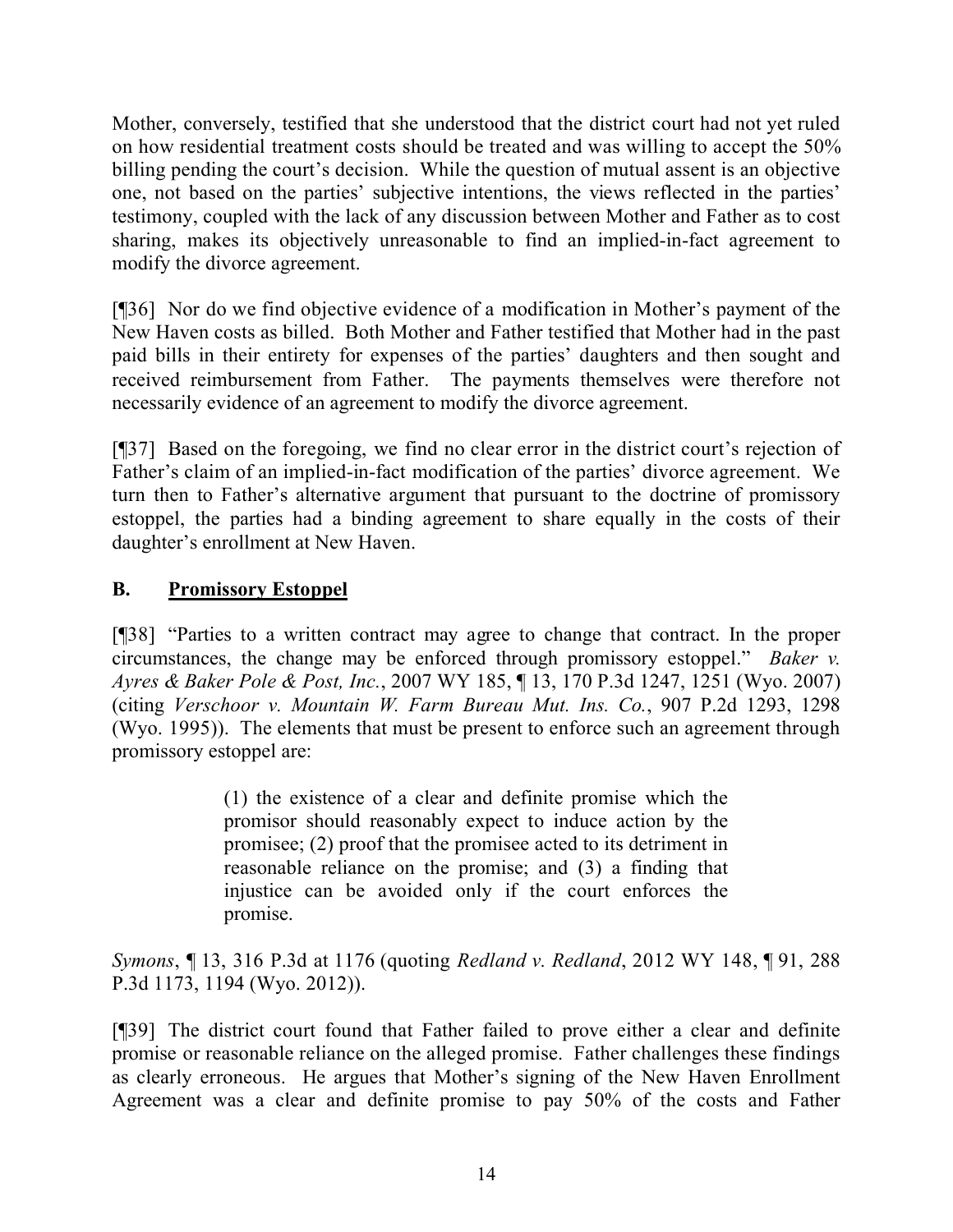Mother, conversely, testified that she understood that the district court had not yet ruled on how residential treatment costs should be treated and was willing to accept the 50% billing pending the court's decision. While the question of mutual assent is an objective one, not based on the parties' subjective intentions, the views reflected in the parties' testimony, coupled with the lack of any discussion between Mother and Father as to cost sharing, makes its objectively unreasonable to find an implied-in-fact agreement to modify the divorce agreement.

[¶36] Nor do we find objective evidence of a modification in Mother's payment of the New Haven costs as billed. Both Mother and Father testified that Mother had in the past paid bills in their entirety for expenses of the parties' daughters and then sought and received reimbursement from Father. The payments themselves were therefore not necessarily evidence of an agreement to modify the divorce agreement.

[¶37] Based on the foregoing, we find no clear error in the district court's rejection of Father's claim of an implied-in-fact modification of the parties' divorce agreement. We turn then to Father's alternative argument that pursuant to the doctrine of promissory estoppel, the parties had a binding agreement to share equally in the costs of their daughter's enrollment at New Haven.

## B. Promissory Estoppel

[¶38] "Parties to a written contract may agree to change that contract. In the proper circumstances, the change may be enforced through promissory estoppel." *Baker v. Ayres & Baker Pole & Post, Inc.*, 2007 WY 185, ¶ 13, 170 P.3d 1247, 1251 (Wyo. 2007) (citing *Verschoor v. Mountain W. Farm Bureau Mut. Ins. Co.*, 907 P.2d 1293, 1298 (Wyo. 1995)). The elements that must be present to enforce such an agreement through promissory estoppel are:

> (1) the existence of a clear and definite promise which the promisor should reasonably expect to induce action by the promisee; (2) proof that the promisee acted to its detriment in reasonable reliance on the promise; and (3) a finding that injustice can be avoided only if the court enforces the promise.

*Symons*, ¶ 13, 316 P.3d at 1176 (quoting *Redland v. Redland*, 2012 WY 148, ¶ 91, 288 P.3d 1173, 1194 (Wyo. 2012)).

[¶39] The district court found that Father failed to prove either a clear and definite promise or reasonable reliance on the alleged promise. Father challenges these findings as clearly erroneous. He argues that Mother's signing of the New Haven Enrollment Agreement was a clear and definite promise to pay 50% of the costs and Father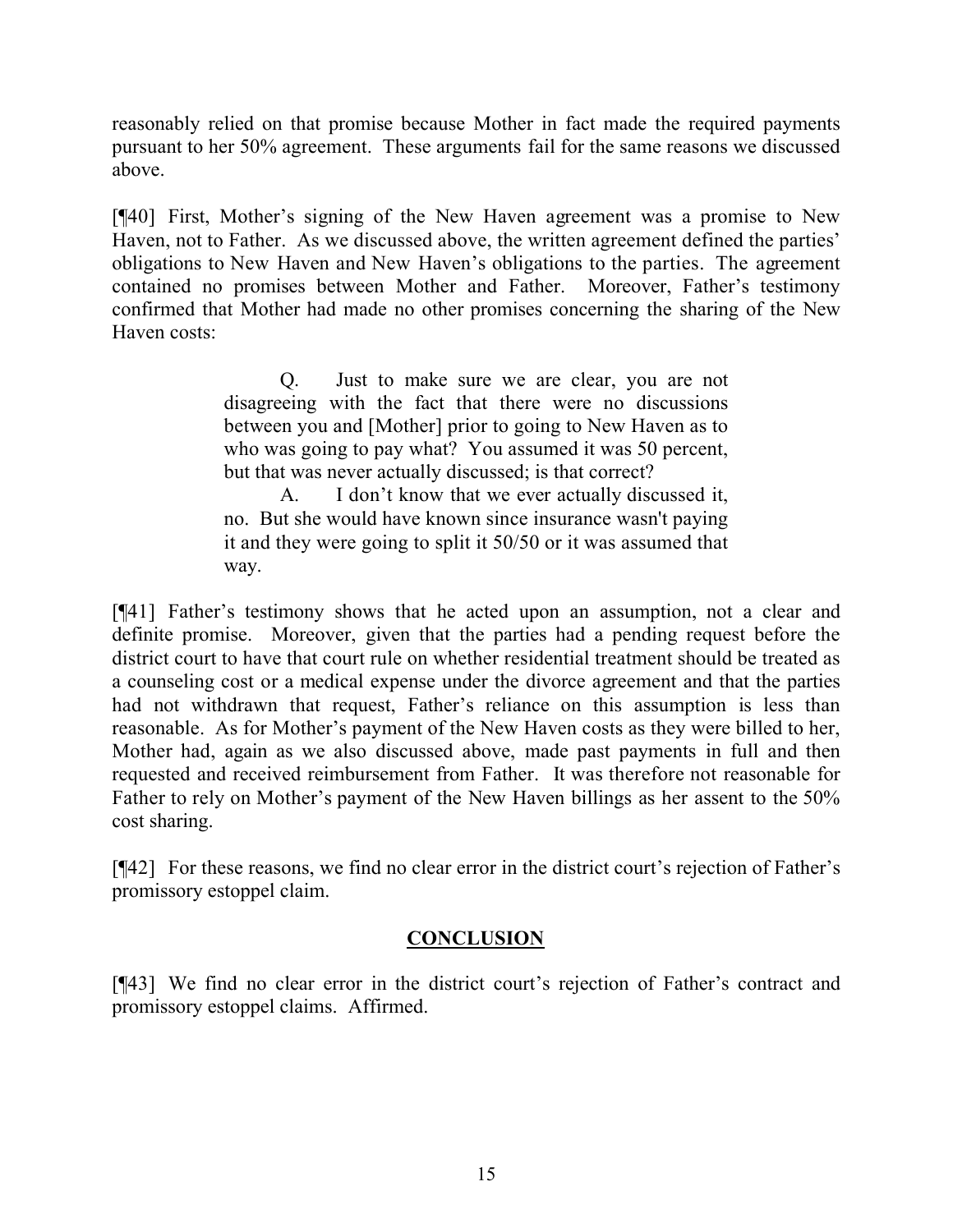reasonably relied on that promise because Mother in fact made the required payments pursuant to her 50% agreement. These arguments fail for the same reasons we discussed above.

[¶40] First, Mother's signing of the New Haven agreement was a promise to New Haven, not to Father. As we discussed above, the written agreement defined the parties' obligations to New Haven and New Haven's obligations to the parties. The agreement contained no promises between Mother and Father. Moreover, Father's testimony confirmed that Mother had made no other promises concerning the sharing of the New Haven costs:

> Q. Just to make sure we are clear, you are not disagreeing with the fact that there were no discussions between you and [Mother] prior to going to New Haven as to who was going to pay what? You assumed it was 50 percent, but that was never actually discussed; is that correct?
>
> A. I don't know that we ever actually discussed it, no. But she would have known since insurance wasn't paying it and they were going to split it 50/50 or it was assumed that way.

[¶41] Father's testimony shows that he acted upon an assumption, not a clear and definite promise. Moreover, given that the parties had a pending request before the district court to have that court rule on whether residential treatment should be treated as a counseling cost or a medical expense under the divorce agreement and that the parties had not withdrawn that request, Father's reliance on this assumption is less than reasonable. As for Mother's payment of the New Haven costs as they were billed to her, Mother had, again as we also discussed above, made past payments in full and then requested and received reimbursement from Father. It was therefore not reasonable for Father to rely on Mother's payment of the New Haven billings as her assent to the 50% cost sharing.

[¶42] For these reasons, we find no clear error in the district court's rejection of Father's promissory estoppel claim.

## CONCLUSION

[¶43] We find no clear error in the district court's rejection of Father's contract and promissory estoppel claims. Affirmed.